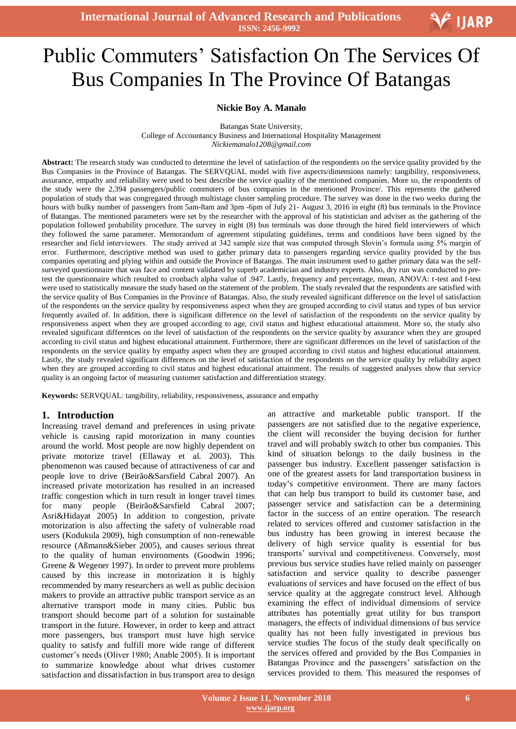# Public Commuters' Satisfaction On The Services Of Bus Companies In The Province Of Batangas

**Nickie Boy A. Manalo**

Batangas State University,
College of Accountancy Business and International Hospitality Management
*Nickiemanalo1208@gmail.com*

**Abstract:** The research study was conducted to determine the level of satisfaction of the respondents on the service quality provided by the Bus Companies in the Province of Batangas. The SERVQUAL model with five aspects/dimensions namely: tangibility, responsiveness, assurance, empathy and reliability were used to best describe the service quality of the mentioned companies. More so, the respondents of the study were the 2,394 passengers/public commuters of bus companies in the mentioned Province/. This represents the gathered population of study that was congregated through multistage cluster sampling procedure. The survey was done in the two weeks during the hours with bulky number of passengers from 5am-8am and 3pm -6pm of July 21- August 3, 2016 in eight (8) bus terminals in the Province of Batangas. The mentioned parameters were set by the researcher with the approval of his statistician and adviser as the gathering of the population followed probability procedure. The survey in eight (8) bus terminals was done through the hired field interviewers of which they followed the same parameter. Memorandum of agreement stipulating guidelines, terms and conditions have been signed by the researcher and field interviewers. The study arrived at 342 sample size that was computed through Slovin's formula using 5% margin of error. Furthermore, descriptive method was used to gather primary data to passengers regarding service quality provided by the bus companies operating and plying within and outside the Province of Batangas. The main instrument used to gather primary data was the self-surveyed questionnaire that was face and content validated by superb academician and industry experts. Also, dry run was conducted to pre-test the questionnaire which resulted to cronbach alpha value of .947. Lastly, frequency and percentage, mean, ANOVA: t-test and f-test were used to statistically measure the study based on the statement of the problem. The study revealed that the respondents are satisfied with the service quality of Bus Companies in the Province of Batangas. Also, the study revealed significant difference on the level of satisfaction of the respondents on the service quality by responsiveness aspect when they are grouped according to civil status and types of bus service frequently availed of. In addition, there is significant difference on the level of satisfaction of the respondents on the service quality by responsiveness aspect when they are grouped according to age, civil status and highest educational attainment. More so, the study also revealed significant differences on the level of satisfaction of the respondents on the service quality by assurance when they are grouped according to civil status and highest educational attainment. Furthermore, there are significant differences on the level of satisfaction of the respondents on the service quality by empathy aspect when they are grouped according to civil status and highest educational attainment. Lastly, the study revealed significant differences on the level of satisfaction of the respondents on the service quality by reliability aspect when they are grouped according to civil status and highest educational attainment. The results of suggested analyses show that service quality is an ongoing factor of measuring customer satisfaction and differentiation strategy.

**Keywords:** SERVQUAL: tangibility, reliability, responsiveness, assurance and empathy

## 1. Introduction

Increasing travel demand and preferences in using private vehicle is causing rapid motorization in many counties around the world. Most people are now highly dependent on private motorize travel (Ellaway et al. 2003). This phenomenon was caused because of attractiveness of car and people love to drive (Beirão&Sarsfield Cabral 2007). An increased private motorization has resulted in an increased traffic congestion which in turn result in longer travel times for many people (Beirão&Sarsfield Cabral 2007; Asri&Hidayat 2005) In addition to congestion, private motorization is also affecting the safety of vulnerable road users (Kodukula 2009), high consumption of non-renewable resource (Aßmann&Sieber 2005), and causes serious threat to the quality of human environments (Goodwin 1996; Greene & Wegener 1997). In order to prevent more problems caused by this increase in motorization it is highly recommended by many researchers as well as public decision makers to provide an attractive public transport service as an alternative transport mode in many cities. Public bus transport should become part of a solution for sustainable transport in the future. However, in order to keep and attract more passengers, bus transport must have high service quality to satisfy and fulfill more wide range of different customer's needs (Oliver 1980; Anable 2005). It is important to summarize knowledge about what drives customer satisfaction and dissatisfaction in bus transport area to design an attractive and marketable public transport. If the passengers are not satisfied due to the negative experience, the client will reconsider the buying decision for further travel and will probably switch to other bus companies. This kind of situation belongs to the daily business in the passenger bus industry. Excellent passenger satisfaction is one of the greatest assets for land transportation business in today's competitive environment. There are many factors that can help bus transport to build its customer base, and passenger service and satisfaction can be a determining factor in the success of an entire operation. The research related to services offered and customer satisfaction in the bus industry has been growing in interest because the delivery of high service quality is essential for bus transports' survival and competitiveness. Conversely, most previous bus service studies have relied mainly on passenger satisfaction and service quality to describe passenger evaluations of services and have focused on the effect of bus service quality at the aggregate construct level. Although examining the effect of individual dimensions of service attributes has potentially great utility for bus transport managers, the effects of individual dimensions of bus service quality has not been fully investigated in previous bus service studies The focus of the study dealt specifically on the services offered and provided by the Bus Companies in Batangas Province and the passengers' satisfaction on the services provided to them. This measured the responses of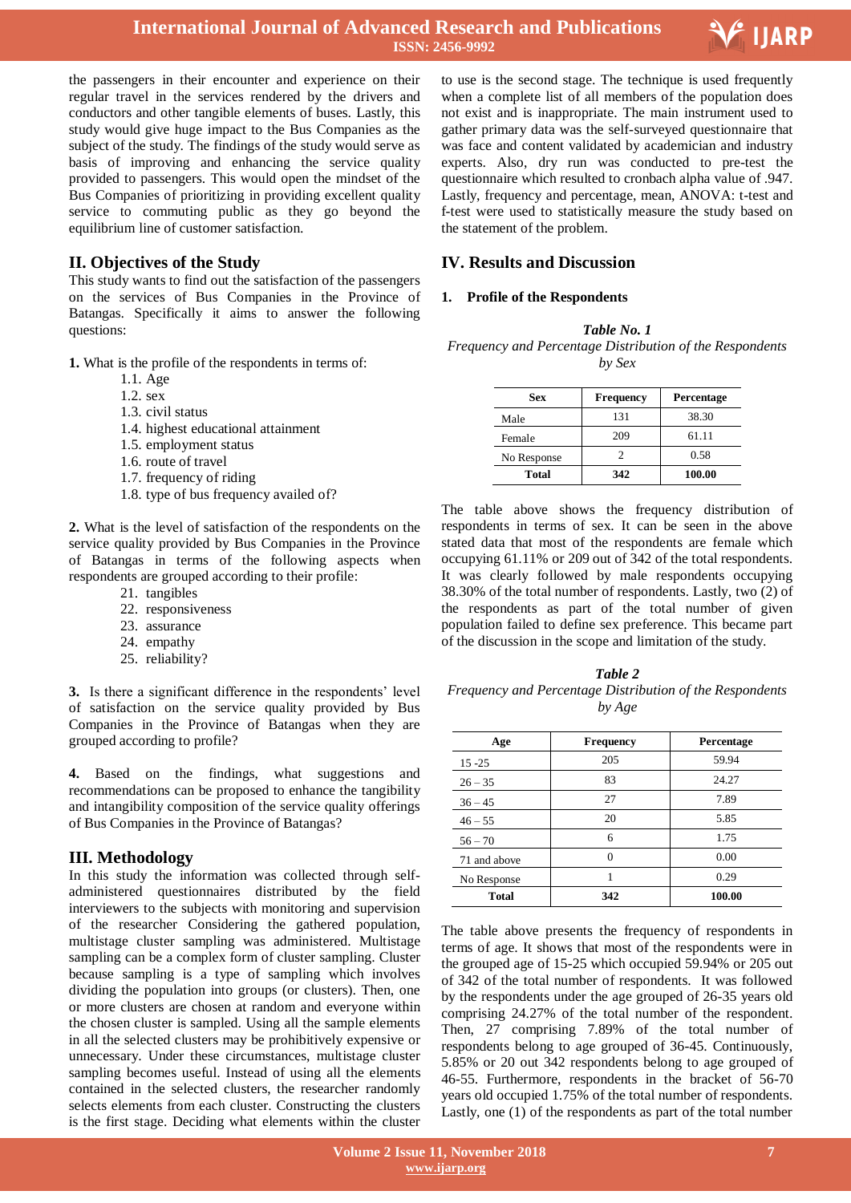the passengers in their encounter and experience on their regular travel in the services rendered by the drivers and conductors and other tangible elements of buses. Lastly, this study would give huge impact to the Bus Companies as the subject of the study. The findings of the study would serve as basis of improving and enhancing the service quality provided to passengers. This would open the mindset of the Bus Companies of prioritizing in providing excellent quality service to commuting public as they go beyond the equilibrium line of customer satisfaction.

## II. Objectives of the Study

This study wants to find out the satisfaction of the passengers on the services of Bus Companies in the Province of Batangas. Specifically it aims to answer the following questions:

**1.** What is the profile of the respondents in terms of:

- 1.1. Age
- 1.2. sex
- 1.3. civil status
- 1.4. highest educational attainment
- 1.5. employment status
- 1.6. route of travel
- 1.7. frequency of riding
- 1.8. type of bus frequency availed of?

**2.** What is the level of satisfaction of the respondents on the service quality provided by Bus Companies in the Province of Batangas in terms of the following aspects when respondents are grouped according to their profile:

- 21. tangibles
- 22. responsiveness
- 23. assurance
- 24. empathy
- 25. reliability?

**3.** Is there a significant difference in the respondents' level of satisfaction on the service quality provided by Bus Companies in the Province of Batangas when they are grouped according to profile?

**4.** Based on the findings, what suggestions and recommendations can be proposed to enhance the tangibility and intangibility composition of the service quality offerings of Bus Companies in the Province of Batangas?

## III. Methodology

In this study the information was collected through self-administered questionnaires distributed by the field interviewers to the subjects with monitoring and supervision of the researcher Considering the gathered population, multistage cluster sampling was administered. Multistage sampling can be a complex form of cluster sampling. Cluster because sampling is a type of sampling which involves dividing the population into groups (or clusters). Then, one or more clusters are chosen at random and everyone within the chosen cluster is sampled. Using all the sample elements in all the selected clusters may be prohibitively expensive or unnecessary. Under these circumstances, multistage cluster sampling becomes useful. Instead of using all the elements contained in the selected clusters, the researcher randomly selects elements from each cluster. Constructing the clusters is the first stage. Deciding what elements within the cluster to use is the second stage. The technique is used frequently when a complete list of all members of the population does not exist and is inappropriate. The main instrument used to gather primary data was the self-surveyed questionnaire that was face and content validated by academician and industry experts. Also, dry run was conducted to pre-test the questionnaire which resulted to cronbach alpha value of .947. Lastly, frequency and percentage, mean, ANOVA: t-test and f-test were used to statistically measure the study based on the statement of the problem.

## IV. Results and Discussion

### 1. Profile of the Respondents

***Table No. 1***
*Frequency and Percentage Distribution of the Respondents by Sex*

| Sex | Frequency | Percentage |
|---|---|---|
| Male | 131 | 38.30 |
| Female | 209 | 61.11 |
| No Response | 2 | 0.58 |
| **Total** | **342** | **100.00** |

The table above shows the frequency distribution of respondents in terms of sex. It can be seen in the above stated data that most of the respondents are female which occupying 61.11% or 209 out of 342 of the total respondents. It was clearly followed by male respondents occupying 38.30% of the total number of respondents. Lastly, two (2) of the respondents as part of the total number of given population failed to define sex preference. This became part of the discussion in the scope and limitation of the study.

***Table 2***
*Frequency and Percentage Distribution of the Respondents by Age*

| Age | Frequency | Percentage |
|---|---|---|
| 15 -25 | 205 | 59.94 |
| 26 – 35 | 83 | 24.27 |
| 36 – 45 | 27 | 7.89 |
| 46 – 55 | 20 | 5.85 |
| 56 – 70 | 6 | 1.75 |
| 71 and above | 0 | 0.00 |
| No Response | 1 | 0.29 |
| **Total** | **342** | **100.00** |

The table above presents the frequency of respondents in terms of age. It shows that most of the respondents were in the grouped age of 15-25 which occupied 59.94% or 205 out of 342 of the total number of respondents. It was followed by the respondents under the age grouped of 26-35 years old comprising 24.27% of the total number of the respondent. Then, 27 comprising 7.89% of the total number of respondents belong to age grouped of 36-45. Continuously, 5.85% or 20 out 342 respondents belong to age grouped of 46-55. Furthermore, respondents in the bracket of 56-70 years old occupied 1.75% of the total number of respondents. Lastly, one (1) of the respondents as part of the total number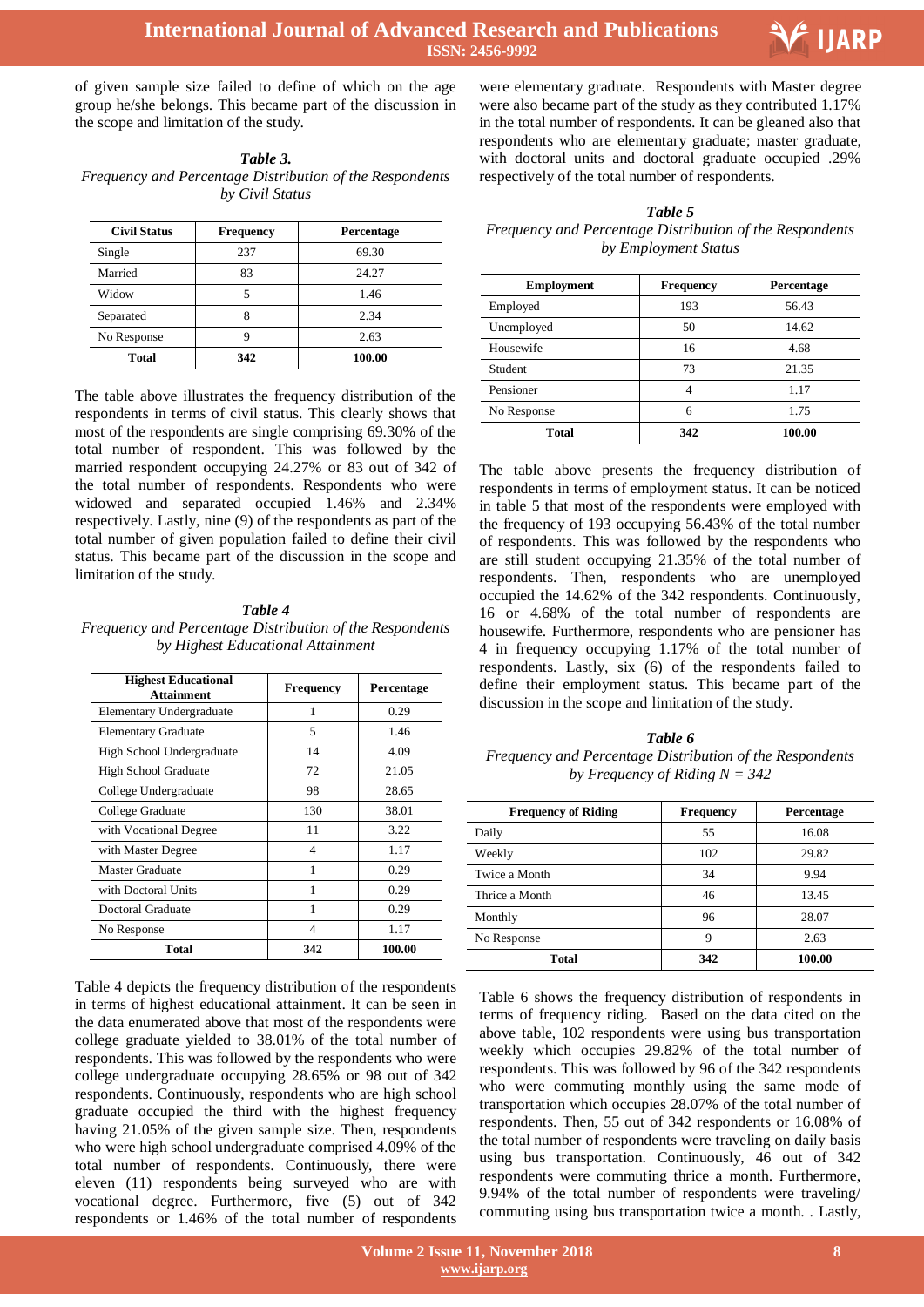of given sample size failed to define of which on the age group he/she belongs. This became part of the discussion in the scope and limitation of the study.

***Table 3.***
*Frequency and Percentage Distribution of the Respondents by Civil Status*

| Civil Status | Frequency | Percentage |
|---|---|---|
| Single | 237 | 69.30 |
| Married | 83 | 24.27 |
| Widow | 5 | 1.46 |
| Separated | 8 | 2.34 |
| No Response | 9 | 2.63 |
| **Total** | **342** | **100.00** |

The table above illustrates the frequency distribution of the respondents in terms of civil status. This clearly shows that most of the respondents are single comprising 69.30% of the total number of respondent. This was followed by the married respondent occupying 24.27% or 83 out of 342 of the total number of respondents. Respondents who were widowed and separated occupied 1.46% and 2.34% respectively. Lastly, nine (9) of the respondents as part of the total number of given population failed to define their civil status. This became part of the discussion in the scope and limitation of the study.

***Table 4***
*Frequency and Percentage Distribution of the Respondents by Highest Educational Attainment*

| Highest Educational Attainment | Frequency | Percentage |
|---|---|---|
| Elementary Undergraduate | 1 | 0.29 |
| Elementary Graduate | 5 | 1.46 |
| High School Undergraduate | 14 | 4.09 |
| High School Graduate | 72 | 21.05 |
| College Undergraduate | 98 | 28.65 |
| College Graduate | 130 | 38.01 |
| with Vocational Degree | 11 | 3.22 |
| with Master Degree | 4 | 1.17 |
| Master Graduate | 1 | 0.29 |
| with Doctoral Units | 1 | 0.29 |
| Doctoral Graduate | 1 | 0.29 |
| No Response | 4 | 1.17 |
| **Total** | **342** | **100.00** |

Table 4 depicts the frequency distribution of the respondents in terms of highest educational attainment. It can be seen in the data enumerated above that most of the respondents were college graduate yielded to 38.01% of the total number of respondents. This was followed by the respondents who were college undergraduate occupying 28.65% or 98 out of 342 respondents. Continuously, respondents who are high school graduate occupied the third with the highest frequency having 21.05% of the given sample size. Then, respondents who were high school undergraduate comprised 4.09% of the total number of respondents. Continuously, there were eleven (11) respondents being surveyed who are with vocational degree. Furthermore, five (5) out of 342 respondents or 1.46% of the total number of respondents were elementary graduate. Respondents with Master degree were also became part of the study as they contributed 1.17% in the total number of respondents. It can be gleaned also that respondents who are elementary graduate; master graduate, with doctoral units and doctoral graduate occupied .29% respectively of the total number of respondents.

***Table 5***
*Frequency and Percentage Distribution of the Respondents by Employment Status*

| Employment | Frequency | Percentage |
|---|---|---|
| Employed | 193 | 56.43 |
| Unemployed | 50 | 14.62 |
| Housewife | 16 | 4.68 |
| Student | 73 | 21.35 |
| Pensioner | 4 | 1.17 |
| No Response | 6 | 1.75 |
| **Total** | **342** | **100.00** |

The table above presents the frequency distribution of respondents in terms of employment status. It can be noticed in table 5 that most of the respondents were employed with the frequency of 193 occupying 56.43% of the total number of respondents. This was followed by the respondents who are still student occupying 21.35% of the total number of respondents. Then, respondents who are unemployed occupied the 14.62% of the 342 respondents. Continuously, 16 or 4.68% of the total number of respondents are housewife. Furthermore, respondents who are pensioner has 4 in frequency occupying 1.17% of the total number of respondents. Lastly, six (6) of the respondents failed to define their employment status. This became part of the discussion in the scope and limitation of the study.

***Table 6***
*Frequency and Percentage Distribution of the Respondents by Frequency of Riding N = 342*

| Frequency of Riding | Frequency | Percentage |
|---|---|---|
| Daily | 55 | 16.08 |
| Weekly | 102 | 29.82 |
| Twice a Month | 34 | 9.94 |
| Thrice a Month | 46 | 13.45 |
| Monthly | 96 | 28.07 |
| No Response | 9 | 2.63 |
| **Total** | **342** | **100.00** |

Table 6 shows the frequency distribution of respondents in terms of frequency riding. Based on the data cited on the above table, 102 respondents were using bus transportation weekly which occupies 29.82% of the total number of respondents. This was followed by 96 of the 342 respondents who were commuting monthly using the same mode of transportation which occupies 28.07% of the total number of respondents. Then, 55 out of 342 respondents or 16.08% of the total number of respondents were traveling on daily basis using bus transportation. Continuously, 46 out of 342 respondents were commuting thrice a month. Furthermore, 9.94% of the total number of respondents were traveling/ commuting using bus transportation twice a month. . Lastly,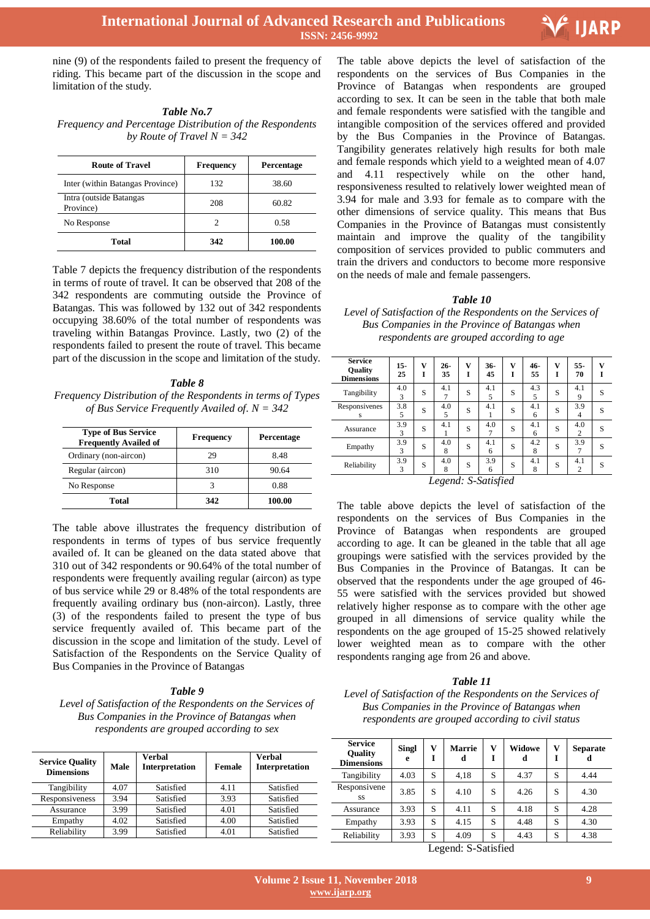nine (9) of the respondents failed to present the frequency of riding. This became part of the discussion in the scope and limitation of the study.

***Table No.7***
*Frequency and Percentage Distribution of the Respondents by Route of Travel N = 342*

| Route of Travel | Frequency | Percentage |
|---|---|---|
| Inter (within Batangas Province) | 132 | 38.60 |
| Intra (outside Batangas Province) | 208 | 60.82 |
| No Response | 2 | 0.58 |
| **Total** | **342** | **100.00** |

Table 7 depicts the frequency distribution of the respondents in terms of route of travel. It can be observed that 208 of the 342 respondents are commuting outside the Province of Batangas. This was followed by 132 out of 342 respondents occupying 38.60% of the total number of respondents was traveling within Batangas Province. Lastly, two (2) of the respondents failed to present the route of travel. This became part of the discussion in the scope and limitation of the study.

***Table 8***
*Frequency Distribution of the Respondents in terms of Types of Bus Service Frequently Availed of. N = 342*

| Type of Bus Service Frequently Availed of | Frequency | Percentage |
|---|---|---|
| Ordinary (non-aircon) | 29 | 8.48 |
| Regular (aircon) | 310 | 90.64 |
| No Response | 3 | 0.88 |
| **Total** | **342** | **100.00** |

The table above illustrates the frequency distribution of respondents in terms of types of bus service frequently availed of. It can be gleaned on the data stated above that 310 out of 342 respondents or 90.64% of the total number of respondents were frequently availing regular (aircon) as type of bus service while 29 or 8.48% of the total respondents are frequently availing ordinary bus (non-aircon). Lastly, three (3) of the respondents failed to present the type of bus service frequently availed of. This became part of the discussion in the scope and limitation of the study. Level of Satisfaction of the Respondents on the Service Quality of Bus Companies in the Province of Batangas

***Table 9***
*Level of Satisfaction of the Respondents on the Services of Bus Companies in the Province of Batangas when respondents are grouped according to sex*

| Service Quality Dimensions | Male | Verbal Interpretation | Female | Verbal Interpretation |
|---|---|---|---|---|
| Tangibility | 4.07 | Satisfied | 4.11 | Satisfied |
| Responsiveness | 3.94 | Satisfied | 3.93 | Satisfied |
| Assurance | 3.99 | Satisfied | 4.01 | Satisfied |
| Empathy | 4.02 | Satisfied | 4.00 | Satisfied |
| Reliability | 3.99 | Satisfied | 4.01 | Satisfied |

The table above depicts the level of satisfaction of the respondents on the services of Bus Companies in the Province of Batangas when respondents are grouped according to sex. It can be seen in the table that both male and female respondents were satisfied with the tangible and intangible composition of the services offered and provided by the Bus Companies in the Province of Batangas. Tangibility generates relatively high results for both male and female responds which yield to a weighted mean of 4.07 and 4.11 respectively while on the other hand, responsiveness resulted to relatively lower weighted mean of 3.94 for male and 3.93 for female as to compare with the other dimensions of service quality. This means that Bus Companies in the Province of Batangas must consistently maintain and improve the quality of the tangibility composition of services provided to public commuters and train the drivers and conductors to become more responsive on the needs of male and female passengers.

***Table 10***
*Level of Satisfaction of the Respondents on the Services of Bus Companies in the Province of Batangas when respondents are grouped according to age*

| Service Quality Dimensions | 15-25 | VI | 26-35 | VI | 36-45 | VI | 46-55 | VI | 55-70 | VI |
|---|---|---|---|---|---|---|---|---|---|---|
| Tangibility | 4.03 | S | 4.17 | S | 4.15 | S | 4.35 | S | 4.19 | S |
| Responsiveness | 3.85 | S | 4.05 | S | 4.11 | S | 4.16 | S | 3.94 | S |
| Assurance | 3.93 | S | 4.11 | S | 4.07 | S | 4.16 | S | 4.02 | S |
| Empathy | 3.93 | S | 4.08 | S | 4.16 | S | 4.28 | S | 3.97 | S |
| Reliability | 3.93 | S | 4.08 | S | 3.96 | S | 4.18 | S | 4.12 | S |

*Legend: S-Satisfied*

The table above depicts the level of satisfaction of the respondents on the services of Bus Companies in the Province of Batangas when respondents are grouped according to age. It can be gleaned in the table that all age groupings were satisfied with the services provided by the Bus Companies in the Province of Batangas. It can be observed that the respondents under the age grouped of 46-55 were satisfied with the services provided but showed relatively higher response as to compare with the other age grouped in all dimensions of service quality while the respondents on the age grouped of 15-25 showed relatively lower weighted mean as to compare with the other respondents ranging age from 26 and above.

***Table 11***
*Level of Satisfaction of the Respondents on the Services of Bus Companies in the Province of Batangas when respondents are grouped according to civil status*

| Service Quality Dimensions | Single | VI | Married | VI | Widowed | VI | Separated |
|---|---|---|---|---|---|---|---|
| Tangibility | 4.03 | S | 4,18 | S | 4.37 | S | 4.44 |
| Responsiveness | 3.85 | S | 4.10 | S | 4.26 | S | 4.30 |
| Assurance | 3.93 | S | 4.11 | S | 4.18 | S | 4.28 |
| Empathy | 3.93 | S | 4.15 | S | 4.48 | S | 4.30 |
| Reliability | 3.93 | S | 4.09 | S | 4.43 | S | 4.38 |

Legend: S-Satisfied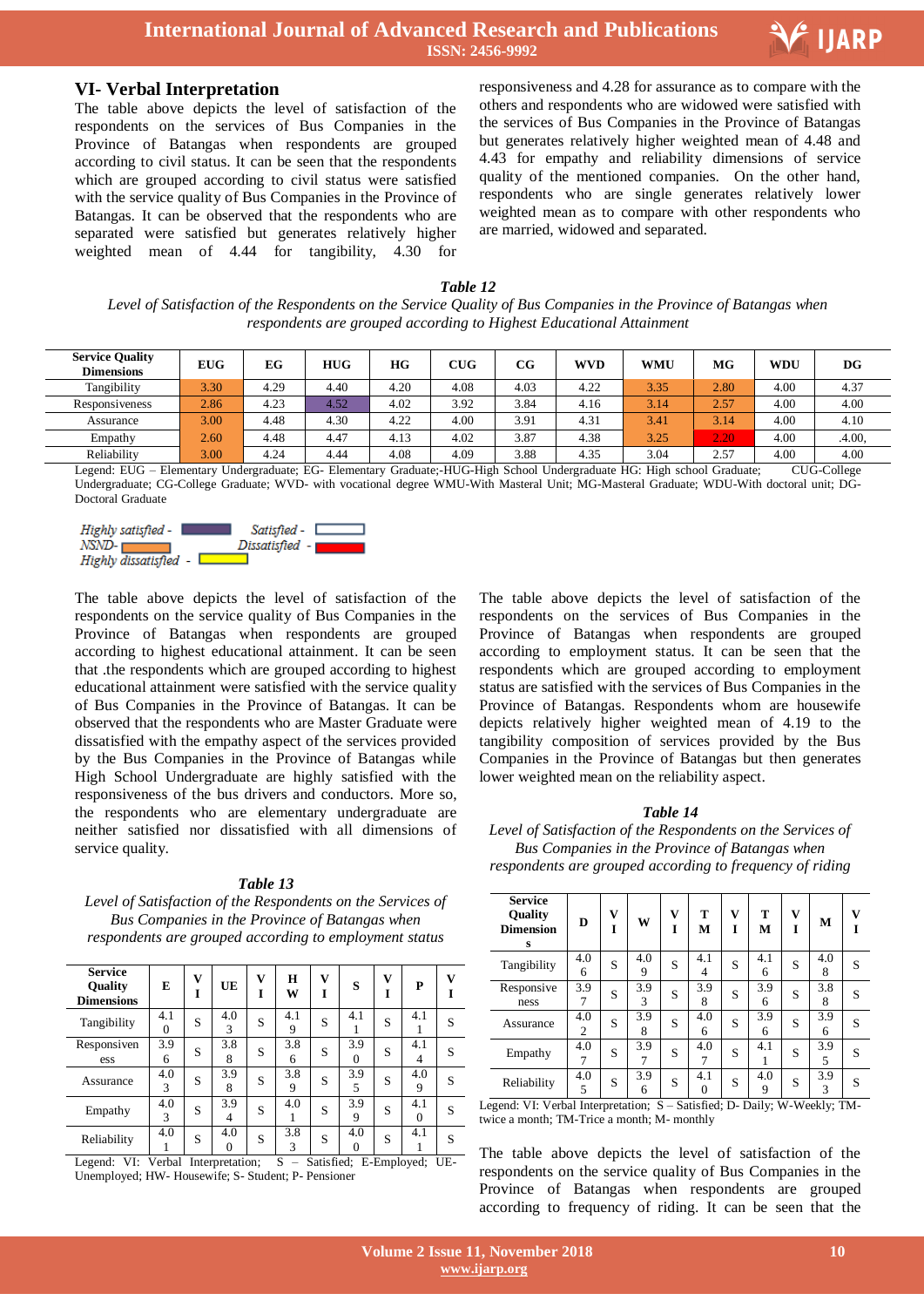## VI- Verbal Interpretation

The table above depicts the level of satisfaction of the respondents on the services of Bus Companies in the Province of Batangas when respondents are grouped according to civil status. It can be seen that the respondents which are grouped according to civil status were satisfied with the service quality of Bus Companies in the Province of Batangas. It can be observed that the respondents who are separated were satisfied but generates relatively higher weighted mean of 4.44 for tangibility, 4.30 for responsiveness and 4.28 for assurance as to compare with the others and respondents who are widowed were satisfied with the services of Bus Companies in the Province of Batangas but generates relatively higher weighted mean of 4.48 and 4.43 for empathy and reliability dimensions of service quality of the mentioned companies. On the other hand, respondents who are single generates relatively lower weighted mean as to compare with other respondents who are married, widowed and separated.

***Table 12***

*Level of Satisfaction of the Respondents on the Service Quality of Bus Companies in the Province of Batangas when respondents are grouped according to Highest Educational Attainment*

| Service Quality Dimensions | EUG | EG | HUG | HG | CUG | CG | WVD | WMU | MG | WDU | DG |
|---|---|---|---|---|---|---|---|---|---|---|---|
| Tangibility | 3.30 | 4.29 | 4.40 | 4.20 | 4.08 | 4.03 | 4.22 | 3.35 | 2.80 | 4.00 | 4.37 |
| Responsiveness | 2.86 | 4.23 | 4.52 | 4.02 | 3.92 | 3.84 | 4.16 | 3.14 | 2.57 | 4.00 | 4.00 |
| Assurance | 3.00 | 4.48 | 4.30 | 4.22 | 4.00 | 3.91 | 4.31 | 3.41 | 3.14 | 4.00 | 4.10 |
| Empathy | 2.60 | 4.48 | 4.47 | 4.13 | 4.02 | 3.87 | 4.38 | 3.25 | 2.20 | 4.00 | .4.00, |
| Reliability | 3.00 | 4.24 | 4.44 | 4.08 | 4.09 | 3.88 | 4.35 | 3.04 | 2.57 | 4.00 | 4.00 |

Legend: EUG – Elementary Undergraduate; EG- Elementary Graduate;-HUG-High School Undergraduate HG: High school Graduate; CUG-College Undergraduate; CG-College Graduate; WVD- with vocational degree WMU-With Masteral Unit; MG-Masteral Graduate; WDU-With doctoral unit; DG-Doctoral Graduate

*Highly satisfied* - *Satisfied* - *NSND*- *Dissatisfied* - *Highly dissatisfied* -

The table above depicts the level of satisfaction of the respondents on the service quality of Bus Companies in the Province of Batangas when respondents are grouped according to highest educational attainment. It can be seen that .the respondents which are grouped according to highest educational attainment were satisfied with the service quality of Bus Companies in the Province of Batangas. It can be observed that the respondents who are Master Graduate were dissatisfied with the empathy aspect of the services provided by the Bus Companies in the Province of Batangas while High School Undergraduate are highly satisfied with the responsiveness of the bus drivers and conductors. More so, the respondents who are elementary undergraduate are neither satisfied nor dissatisfied with all dimensions of service quality.

***Table 13***

*Level of Satisfaction of the Respondents on the Services of Bus Companies in the Province of Batangas when respondents are grouped according to employment status*

| Service Quality Dimensions | E | VI | UE | VI | HW | VI | S | VI | P | VI |
|---|---|---|---|---|---|---|---|---|---|---|
| Tangibility | 4.10 | S | 4.03 | S | 4.19 | S | 4.11 | S | 4.11 | S |
| Responsiveness | 3.96 | S | 3.88 | S | 3.86 | S | 3.90 | S | 4.14 | S |
| Assurance | 4.03 | S | 3.98 | S | 3.89 | S | 3.95 | S | 4.09 | S |
| Empathy | 4.03 | S | 3.94 | S | 4.01 | S | 3.99 | S | 4.10 | S |
| Reliability | 4.01 | S | 4.00 | S | 3.83 | S | 4.00 | S | 4.11 | S |

Legend: VI: Verbal Interpretation; S – Satisfied; E-Employed; UE-Unemployed; HW- Housewife; S- Student; P- Pensioner

The table above depicts the level of satisfaction of the respondents on the services of Bus Companies in the Province of Batangas when respondents are grouped according to employment status. It can be seen that the respondents which are grouped according to employment status are satisfied with the services of Bus Companies in the Province of Batangas. Respondents whom are housewife depicts relatively higher weighted mean of 4.19 to the tangibility composition of services provided by the Bus Companies in the Province of Batangas but then generates lower weighted mean on the reliability aspect.

***Table 14***

*Level of Satisfaction of the Respondents on the Services of Bus Companies in the Province of Batangas when respondents are grouped according to frequency of riding*

| Service Quality Dimensions | D | VI | W | VI | TM | VI | TM | VI | M | VI |
|---|---|---|---|---|---|---|---|---|---|---|
| Tangibility | 4.06 | S | 4.09 | S | 4.14 | S | 4.16 | S | 4.08 | S |
| Responsiveness | 3.97 | S | 3.93 | S | 3.98 | S | 3.96 | S | 3.88 | S |
| Assurance | 4.02 | S | 3.98 | S | 4.06 | S | 3.96 | S | 3.96 | S |
| Empathy | 4.07 | S | 3.97 | S | 4.07 | S | 4.11 | S | 3.95 | S |
| Reliability | 4.05 | S | 3.96 | S | 4.10 | S | 4.09 | S | 3.93 | S |

Legend: VI: Verbal Interpretation; S – Satisfied; D- Daily; W-Weekly; TM-twice a month; TM-Trice a month; M- monthly

The table above depicts the level of satisfaction of the respondents on the service quality of Bus Companies in the Province of Batangas when respondents are grouped according to frequency of riding. It can be seen that the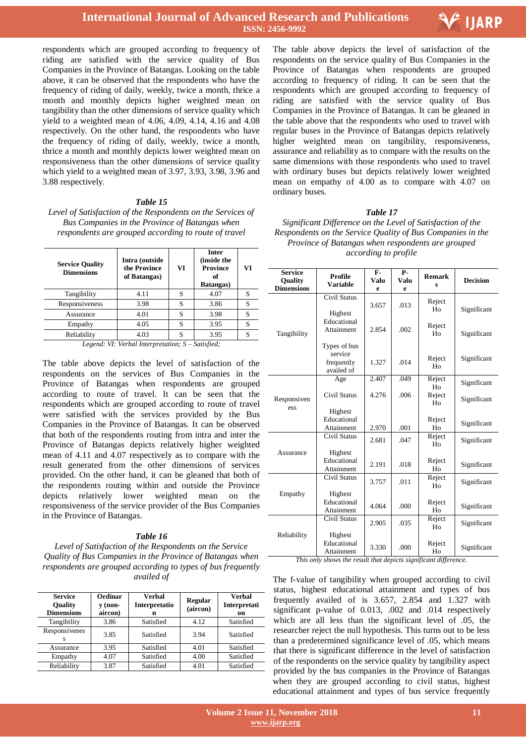respondents which are grouped according to frequency of riding are satisfied with the service quality of Bus Companies in the Province of Batangas. Looking on the table above, it can be observed that the respondents who have the frequency of riding of daily, weekly, twice a month, thrice a month and monthly depicts higher weighted mean on tangibility than the other dimensions of service quality which yield to a weighted mean of 4.06, 4.09, 4.14, 4.16 and 4.08 respectively. On the other hand, the respondents who have the frequency of riding of daily, weekly, twice a month, thrice a month and monthly depicts lower weighted mean on responsiveness than the other dimensions of service quality which yield to a weighted mean of 3.97, 3.93, 3.98, 3.96 and 3.88 respectively.

***Table 15***

*Level of Satisfaction of the Respondents on the Services of Bus Companies in the Province of Batangas when respondents are grouped according to route of travel*

| Service Quality Dimensions | Intra (outside the Province of Batangas) | VI | Inter (inside the Province of Batangas) | VI |
|---|---|---|---|---|
| Tangibility | 4.11 | S | 4.07 | S |
| Responsiveness | 3.98 | S | 3.86 | S |
| Assurance | 4.01 | S | 3.98 | S |
| Empathy | 4.05 | S | 3.95 | S |
| Reliability | 4.03 | S | 3.95 | S |

*Legend: VI: Verbal Interpretation; S – Satisfied;*

The table above depicts the level of satisfaction of the respondents on the services of Bus Companies in the Province of Batangas when respondents are grouped according to route of travel. It can be seen that the respondents which are grouped according to route of travel were satisfied with the services provided by the Bus Companies in the Province of Batangas. It can be observed that both of the respondents routing from intra and inter the Province of Batangas depicts relatively higher weighted mean of 4.11 and 4.07 respectively as to compare with the result generated from the other dimensions of services provided. On the other hand, it can be gleaned that both of the respondents routing within and outside the Province depicts relatively lower weighted mean on the responsiveness of the service provider of the Bus Companies in the Province of Batangas.

***Table 16***

*Level of Satisfaction of the Respondents on the Service Quality of Bus Companies in the Province of Batangas when respondents are grouped according to types of bus frequently availed of*

| Service Quality Dimensions | Ordinary (non-aircon) | Verbal Interpretation | Regular (aircon) | Verbal Interpretation |
|---|---|---|---|---|
| Tangibility | 3.86 | Satisfied | 4.12 | Satisfied |
| Responsiveness | 3.85 | Satisfied | 3.94 | Satisfied |
| Assurance | 3.95 | Satisfied | 4.01 | Satisfied |
| Empathy | 4.07 | Satisfied | 4.00 | Satisfied |
| Reliability | 3.87 | Satisfied | 4.01 | Satisfied |

The table above depicts the level of satisfaction of the respondents on the service quality of Bus Companies in the Province of Batangas when respondents are grouped according to frequency of riding. It can be seen that the respondents which are grouped according to frequency of riding are satisfied with the service quality of Bus Companies in the Province of Batangas. It can be gleaned in the table above that the respondents who used to travel with regular buses in the Province of Batangas depicts relatively higher weighted mean on tangibility, responsiveness, assurance and reliability as to compare with the results on the same dimensions with those respondents who used to travel with ordinary buses but depicts relatively lower weighted mean on empathy of 4.00 as to compare with 4.07 on ordinary buses.

***Table 17***

*Significant Difference on the Level of Satisfaction of the Respondents on the Service Quality of Bus Companies in the Province of Batangas when respondents are grouped according to profile*

| Service Quality Dimensions | Profile Variable | F-Value | P-Value | Remarks | Decision |
|---|---|---|---|---|---|
| Tangibility | Civil Status | 3.657 | .013 | Reject Ho | Significant |
| | Highest Educational Attainment | 2.854 | .002 | Reject Ho | Significant |
| | Types of bus service frequently availed of | 1.327 | .014 | Reject Ho | Significant |
| Responsiveness | Age | 2.407 | .049 | Reject Ho | Significant |
| | Civil Status | 4.276 | .006 | Reject Ho | Significant |
| | Highest Educational Attainment | 2.970 | .001 | Reject Ho | Significant |
| Assurance | Civil Status | 2.681 | .047 | Reject Ho | Significant |
| | Highest Educational Attainment | 2.191 | .018 | Reject Ho | Significant |
| Empathy | Civil Status | 3.757 | .011 | Reject Ho | Significant |
| | Highest Educational Attainment | 4.064 | .000 | Reject Ho | Significant |
| Reliability | Civil Status | 2.905 | .035 | Reject Ho | Significant |
| | Highest Educational Attainment | 3.330 | .000 | Reject Ho | Significant |

*This only shows the result that depicts significant difference.*

The f-value of tangibility when grouped according to civil status, highest educational attainment and types of bus frequently availed of is 3.657, 2.854 and 1.327 with significant p-value of 0.013, .002 and .014 respectively which are all less than the significant level of .05, the researcher reject the null hypothesis. This turns out to be less than a predetermined significance level of .05, which means that there is significant difference in the level of satisfaction of the respondents on the service quality by tangibility aspect provided by the bus companies in the Province of Batangas when they are grouped according to civil status, highest educational attainment and types of bus service frequently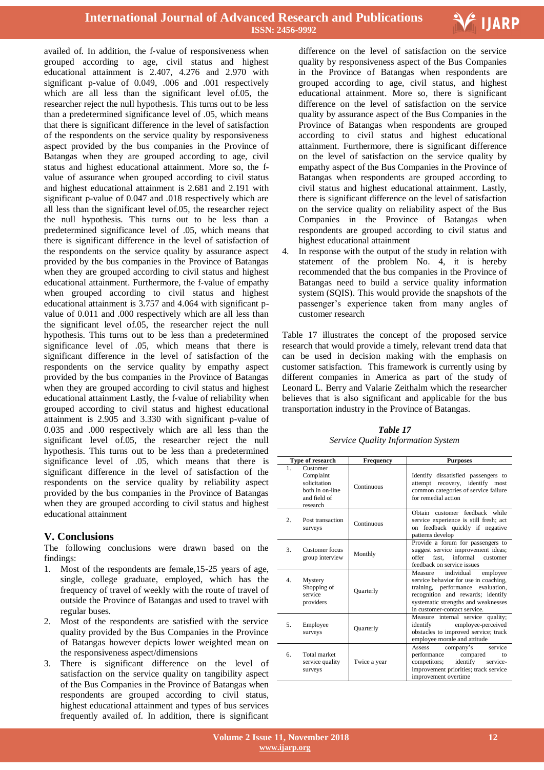availed of. In addition, the f-value of responsiveness when grouped according to age, civil status and highest educational attainment is 2.407, 4.276 and 2.970 with significant p-value of 0.049, .006 and .001 respectively which are all less than the significant level of.05, the researcher reject the null hypothesis. This turns out to be less than a predetermined significance level of .05, which means that there is significant difference in the level of satisfaction of the respondents on the service quality by responsiveness aspect provided by the bus companies in the Province of Batangas when they are grouped according to age, civil status and highest educational attainment. More so, the f-value of assurance when grouped according to civil status and highest educational attainment is 2.681 and 2.191 with significant p-value of 0.047 and .018 respectively which are all less than the significant level of.05, the researcher reject the null hypothesis. This turns out to be less than a predetermined significance level of .05, which means that there is significant difference in the level of satisfaction of the respondents on the service quality by assurance aspect provided by the bus companies in the Province of Batangas when they are grouped according to civil status and highest educational attainment. Furthermore, the f-value of empathy when grouped according to civil status and highest educational attainment is 3.757 and 4.064 with significant p-value of 0.011 and .000 respectively which are all less than the significant level of.05, the researcher reject the null hypothesis. This turns out to be less than a predetermined significance level of .05, which means that there is significant difference in the level of satisfaction of the respondents on the service quality by empathy aspect provided by the bus companies in the Province of Batangas when they are grouped according to civil status and highest educational attainment Lastly, the f-value of reliability when grouped according to civil status and highest educational attainment is 2.905 and 3.330 with significant p-value of 0.035 and .000 respectively which are all less than the significant level of.05, the researcher reject the null hypothesis. This turns out to be less than a predetermined significance level of .05, which means that there is significant difference in the level of satisfaction of the respondents on the service quality by reliability aspect provided by the bus companies in the Province of Batangas when they are grouped according to civil status and highest educational attainment

## V. Conclusions

The following conclusions were drawn based on the findings:

1. Most of the respondents are female,15-25 years of age, single, college graduate, employed, which has the frequency of travel of weekly with the route of travel of outside the Province of Batangas and used to travel with regular buses.
2. Most of the respondents are satisfied with the service quality provided by the Bus Companies in the Province of Batangas however depicts lower weighted mean on the responsiveness aspect/dimensions
3. There is significant difference on the level of satisfaction on the service quality on tangibility aspect of the Bus Companies in the Province of Batangas when respondents are grouped according to civil status, highest educational attainment and types of bus services frequently availed of. In addition, there is significant difference on the level of satisfaction on the service quality by responsiveness aspect of the Bus Companies in the Province of Batangas when respondents are grouped according to age, civil status, and highest educational attainment. More so, there is significant difference on the level of satisfaction on the service quality by assurance aspect of the Bus Companies in the Province of Batangas when respondents are grouped according to civil status and highest educational attainment. Furthermore, there is significant difference on the level of satisfaction on the service quality by empathy aspect of the Bus Companies in the Province of Batangas when respondents are grouped according to civil status and highest educational attainment. Lastly, there is significant difference on the level of satisfaction on the service quality on reliability aspect of the Bus Companies in the Province of Batangas when respondents are grouped according to civil status and highest educational attainment
4. In response with the output of the study in relation with statement of the problem No. 4, it is hereby recommended that the bus companies in the Province of Batangas need to build a service quality information system (SQIS). This would provide the snapshots of the passenger's experience taken from many angles of customer research

Table 17 illustrates the concept of the proposed service research that would provide a timely, relevant trend data that can be used in decision making with the emphasis on customer satisfaction. This framework is currently using by different companies in America as part of the study of Leonard L. Berry and Valarie Zeithalm which the researcher believes that is also significant and applicable for the bus transportation industry in the Province of Batangas.

***Table 17***

*Service Quality Information System*

| Type of research | Frequency | Purposes |
|---|---|---|
| 1. Customer Complaint solicitation both in on-line and field of research | Continuous | Identify dissatisfied passengers to attempt recovery, identify most common categories of service failure for remedial action |
| 2. Post transaction surveys | Continuous | Obtain customer feedback while service experience is still fresh; act on feedback quickly if negative patterns develop |
| 3. Customer focus group interview | Monthly | Provide a forum for passengers to suggest service improvement ideas; offer fast, informal customer feedback on service issues |
| 4. Mystery Shopping of service providers | Quarterly | Measure individual employee service behavior for use in coaching, training, performance evaluation, recognition and rewards; identify systematic strengths and weaknesses in customer-contact service. |
| 5. Employee surveys | Quarterly | Measure internal service quality; identify employee-perceived obstacles to improved service; track employee morale and attitude |
| 6. Total market service quality surveys | Twice a year | Assess company's service performance compared to competitors; identify service-improvement priorities; track service improvement overtime |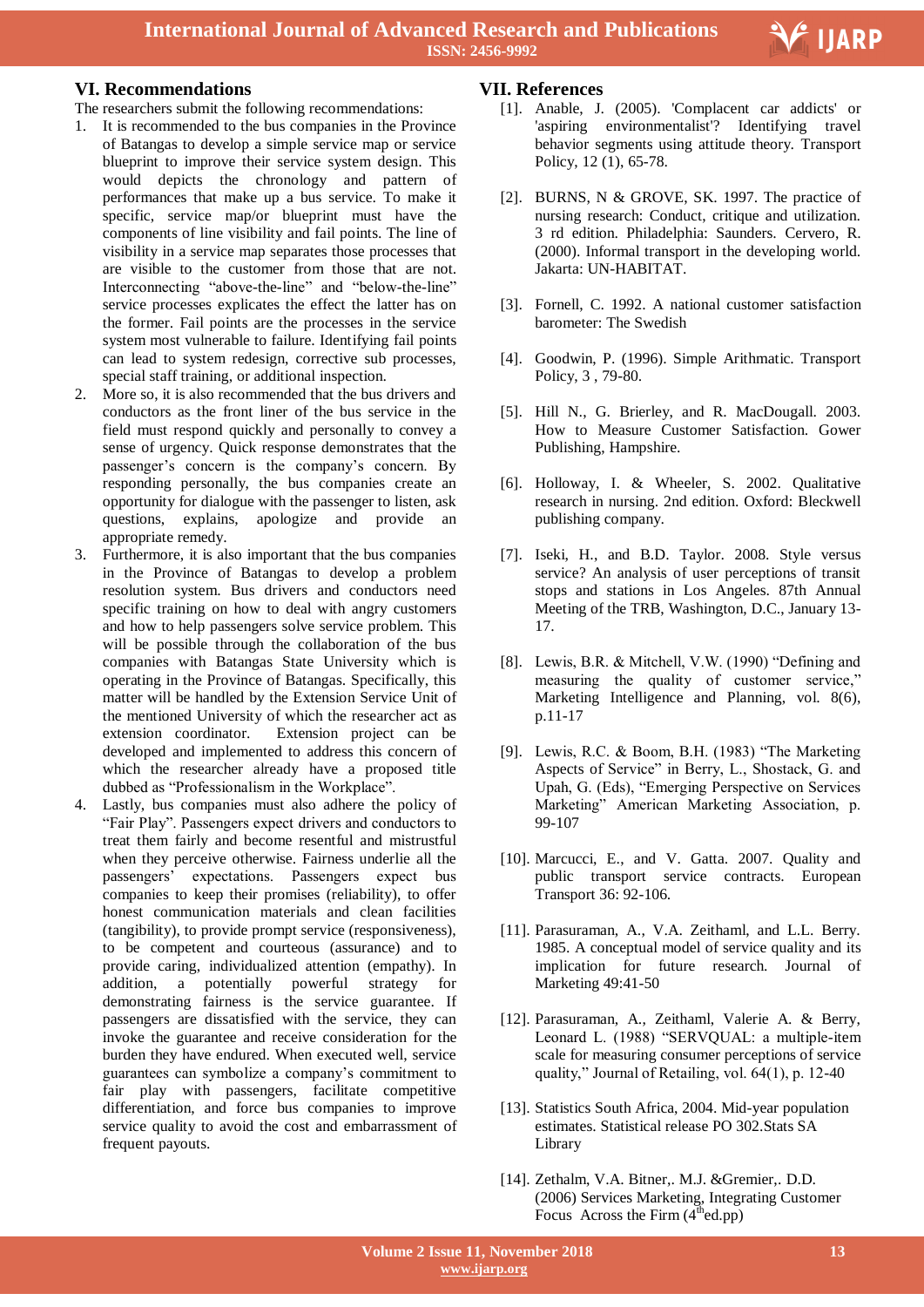## VI. Recommendations

The researchers submit the following recommendations:

1. It is recommended to the bus companies in the Province of Batangas to develop a simple service map or service blueprint to improve their service system design. This would depicts the chronology and pattern of performances that make up a bus service. To make it specific, service map/or blueprint must have the components of line visibility and fail points. The line of visibility in a service map separates those processes that are visible to the customer from those that are not. Interconnecting "above-the-line" and "below-the-line" service processes explicates the effect the latter has on the former. Fail points are the processes in the service system most vulnerable to failure. Identifying fail points can lead to system redesign, corrective sub processes, special staff training, or additional inspection.
2. More so, it is also recommended that the bus drivers and conductors as the front liner of the bus service in the field must respond quickly and personally to convey a sense of urgency. Quick response demonstrates that the passenger's concern is the company's concern. By responding personally, the bus companies create an opportunity for dialogue with the passenger to listen, ask questions, explains, apologize and provide an appropriate remedy.
3. Furthermore, it is also important that the bus companies in the Province of Batangas to develop a problem resolution system. Bus drivers and conductors need specific training on how to deal with angry customers and how to help passengers solve service problem. This will be possible through the collaboration of the bus companies with Batangas State University which is operating in the Province of Batangas. Specifically, this matter will be handled by the Extension Service Unit of the mentioned University of which the researcher act as extension coordinator. Extension project can be developed and implemented to address this concern of which the researcher already have a proposed title dubbed as "Professionalism in the Workplace".
4. Lastly, bus companies must also adhere the policy of "Fair Play". Passengers expect drivers and conductors to treat them fairly and become resentful and mistrustful when they perceive otherwise. Fairness underlie all the passengers' expectations. Passengers expect bus companies to keep their promises (reliability), to offer honest communication materials and clean facilities (tangibility), to provide prompt service (responsiveness), to be competent and courteous (assurance) and to provide caring, individualized attention (empathy). In addition, a potentially powerful strategy for demonstrating fairness is the service guarantee. If passengers are dissatisfied with the service, they can invoke the guarantee and receive consideration for the burden they have endured. When executed well, service guarantees can symbolize a company's commitment to fair play with passengers, facilitate competitive differentiation, and force bus companies to improve service quality to avoid the cost and embarrassment of frequent payouts.

## VII. References

[1]. Anable, J. (2005). 'Complacent car addicts' or 'aspiring environmentalist'? Identifying travel behavior segments using attitude theory. Transport Policy, 12 (1), 65-78.

[2]. BURNS, N & GROVE, SK. 1997. The practice of nursing research: Conduct, critique and utilization. 3 rd edition. Philadelphia: Saunders. Cervero, R. (2000). Informal transport in the developing world. Jakarta: UN-HABITAT.

[3]. Fornell, C. 1992. A national customer satisfaction barometer: The Swedish

[4]. Goodwin, P. (1996). Simple Arithmatic. Transport Policy, 3 , 79-80.

[5]. Hill N., G. Brierley, and R. MacDougall. 2003. How to Measure Customer Satisfaction. Gower Publishing, Hampshire.

[6]. Holloway, I. & Wheeler, S. 2002. Qualitative research in nursing. 2nd edition. Oxford: Bleckwell publishing company.

[7]. Iseki, H., and B.D. Taylor. 2008. Style versus service? An analysis of user perceptions of transit stops and stations in Los Angeles. 87th Annual Meeting of the TRB, Washington, D.C., January 13-17.

[8]. Lewis, B.R. & Mitchell, V.W. (1990) "Defining and measuring the quality of customer service," Marketing Intelligence and Planning, vol. 8(6), p.11-17

[9]. Lewis, R.C. & Boom, B.H. (1983) "The Marketing Aspects of Service" in Berry, L., Shostack, G. and Upah, G. (Eds), "Emerging Perspective on Services Marketing" American Marketing Association, p. 99-107

[10]. Marcucci, E., and V. Gatta. 2007. Quality and public transport service contracts. European Transport 36: 92-106.

[11]. Parasuraman, A., V.A. Zeithaml, and L.L. Berry. 1985. A conceptual model of service quality and its implication for future research. Journal of Marketing 49:41-50

[12]. Parasuraman, A., Zeithaml, Valerie A. & Berry, Leonard L. (1988) "SERVQUAL: a multiple-item scale for measuring consumer perceptions of service quality," Journal of Retailing, vol. 64(1), p. 12-40

[13]. Statistics South Africa, 2004. Mid-year population estimates. Statistical release PO 302.Stats SA Library

[14]. Zethalm, V.A. Bitner,. M.J. &Gremier,. D.D. (2006) Services Marketing, Integrating Customer Focus Across the Firm (4th ed.pp)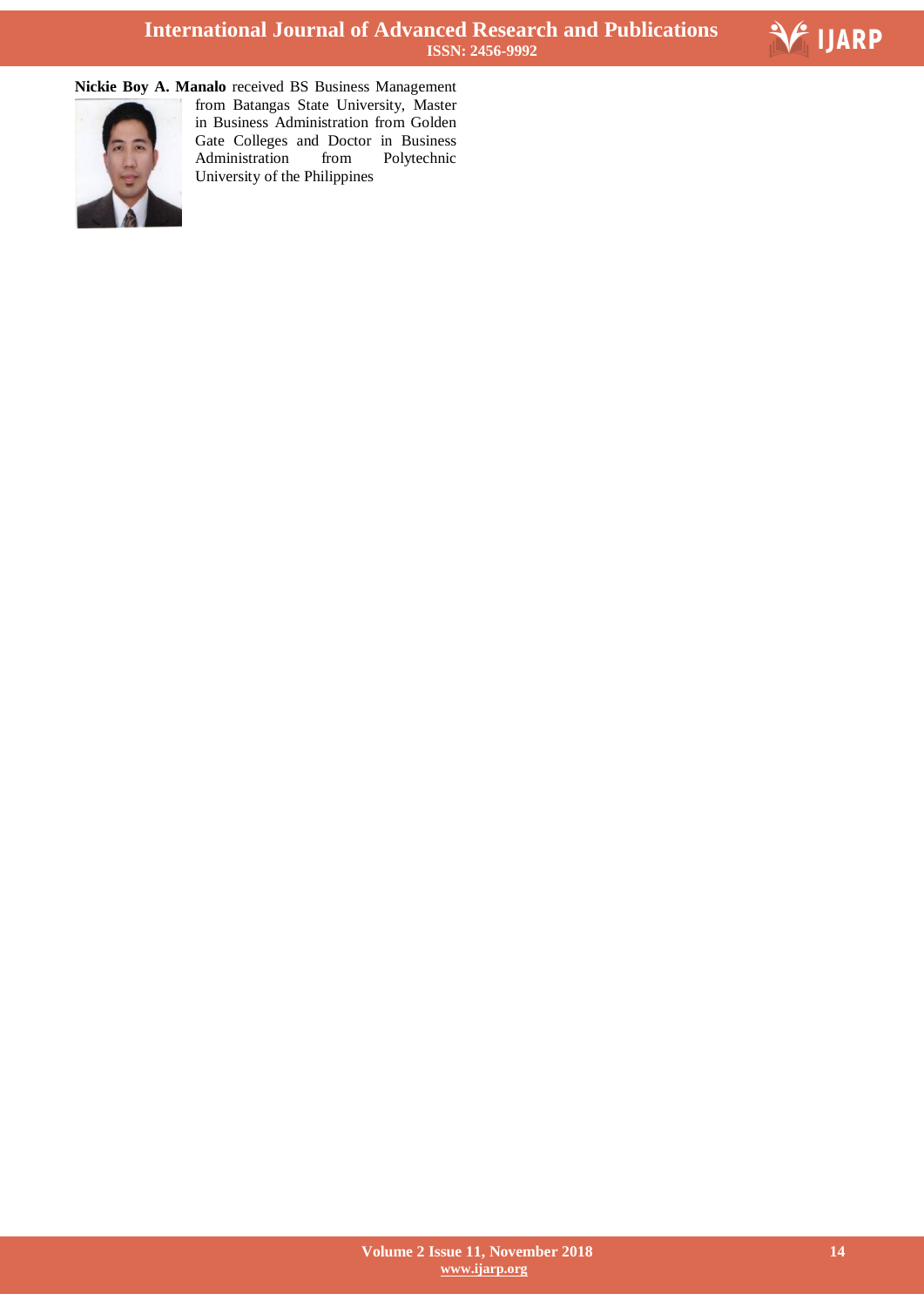**Nickie Boy A. Manalo** received BS Business Management from Batangas State University, Master in Business Administration from Golden Gate Colleges and Doctor in Business Administration from Polytechnic University of the Philippines